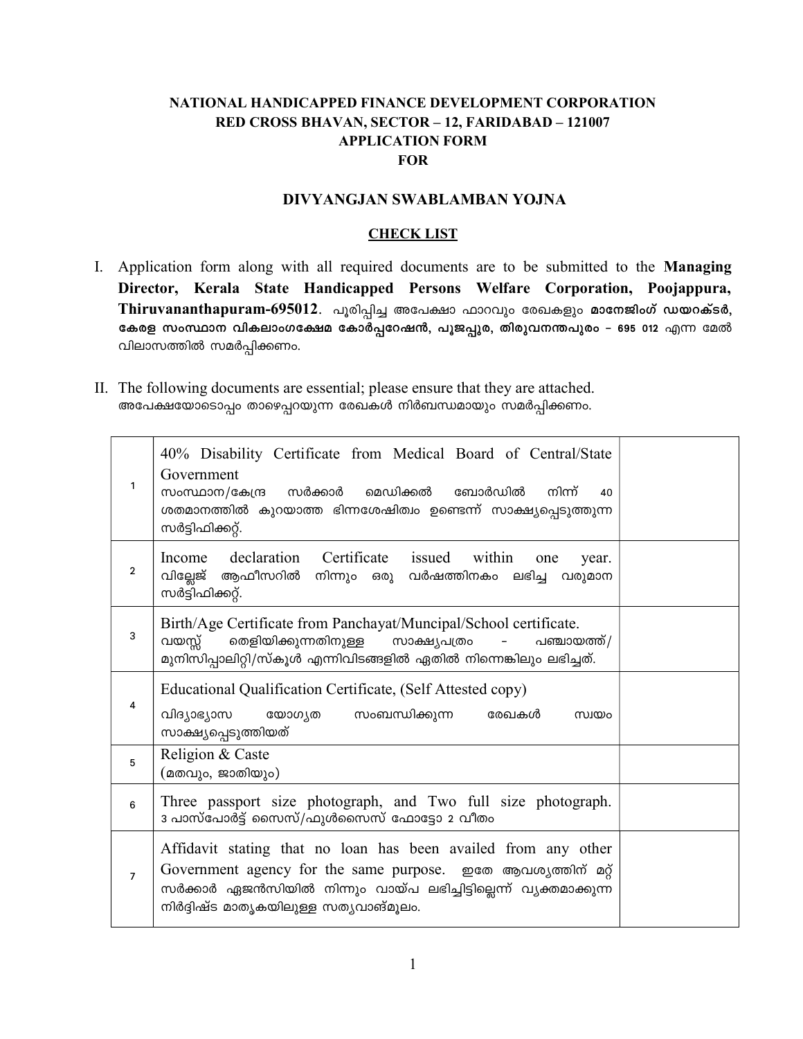**NATIONAL HANDICAPPED FINANCE DEVELOPMENT CORPORATION**
**RED CROSS BHAVAN, SECTOR – 12, FARIDABAD – 121007**
**APPLICATION FORM**
**FOR**

## DIVYANGJAN SWABLAMBAN YOJNA

### CHECK LIST

I. Application form along with all required documents are to be submitted to the **Managing Director, Kerala State Handicapped Persons Welfare Corporation, Poojappura, Thiruvananthapuram-695012**. പൂരിപ്പിച്ച അപേക്ഷാ ഫാറവും രേഖകളും **മാനേജിംഗ് ഡയറക്ടർ, കേരള സംസ്ഥാന വികലാംഗക്ഷേമ കോർപ്പറേഷൻ, പൂജപ്പുര, തിരുവനന്തപുരം – 695 012** എന്ന മേൽ വിലാസത്തിൽ സമർപ്പിക്കണം.

II. The following documents are essential; please ensure that they are attached. അപേക്ഷയോടൊപ്പം താഴെപ്പറയുന്ന രേഖകൾ നിർബന്ധമായും സമർപ്പിക്കണം.

| | | |
|---|---|---|
| 1 | 40% Disability Certificate from Medical Board of Central/State Government<br>സംസ്ഥാന/കേന്ദ്ര സർക്കാർ മെഡിക്കൽ ബോർഡിൽ നിന്ന് 40 ശതമാനത്തിൽ കുറയാത്ത ഭിന്നശേഷിത്വം ഉണ്ടെന്ന് സാക്ഷ്യപ്പെടുത്തുന്ന സർട്ടിഫിക്കറ്റ്. | |
| 2 | Income declaration Certificate issued within one year.<br>വില്ലേജ് ആഫീസറിൽ നിന്നും ഒരു വർഷത്തിനകം ലഭിച്ച വരുമാന സർട്ടിഫിക്കറ്റ്. | |
| 3 | Birth/Age Certificate from Panchayat/Muncipal/School certificate.<br>വയസ്സ് തെളിയിക്കുന്നതിനുള്ള സാക്ഷ്യപത്രം - പഞ്ചായത്ത്/ മുനിസിപ്പാലിറ്റി/സ്കൂൾ എന്നിവിടങ്ങളിൽ ഏതിൽ നിന്നെങ്കിലും ലഭിച്ചത്. | |
| 4 | Educational Qualification Certificate, (Self Attested copy)<br>വിദ്യാഭ്യാസ യോഗ്യത സംബന്ധിക്കുന്ന രേഖകൾ സ്വയം സാക്ഷ്യപ്പെടുത്തിയത് | |
| 5 | Religion & Caste<br>(മതവും, ജാതിയും) | |
| 6 | Three passport size photograph, and Two full size photograph.<br>3 പാസ്പോർട്ട് സൈസ്/ഫുൾസൈസ് ഫോട്ടോ 2 വീതം | |
| 7 | Affidavit stating that no loan has been availed from any other Government agency for the same purpose. ഇതേ ആവശ്യത്തിന് മറ്റ് സർക്കാർ ഏജൻസിയിൽ നിന്നും വായ്പ ലഭിച്ചിട്ടില്ലെന്ന് വ്യക്തമാക്കുന്ന നിർദ്ദിഷ്ട മാതൃകയിലുള്ള സത്യവാങ്മൂലം. | |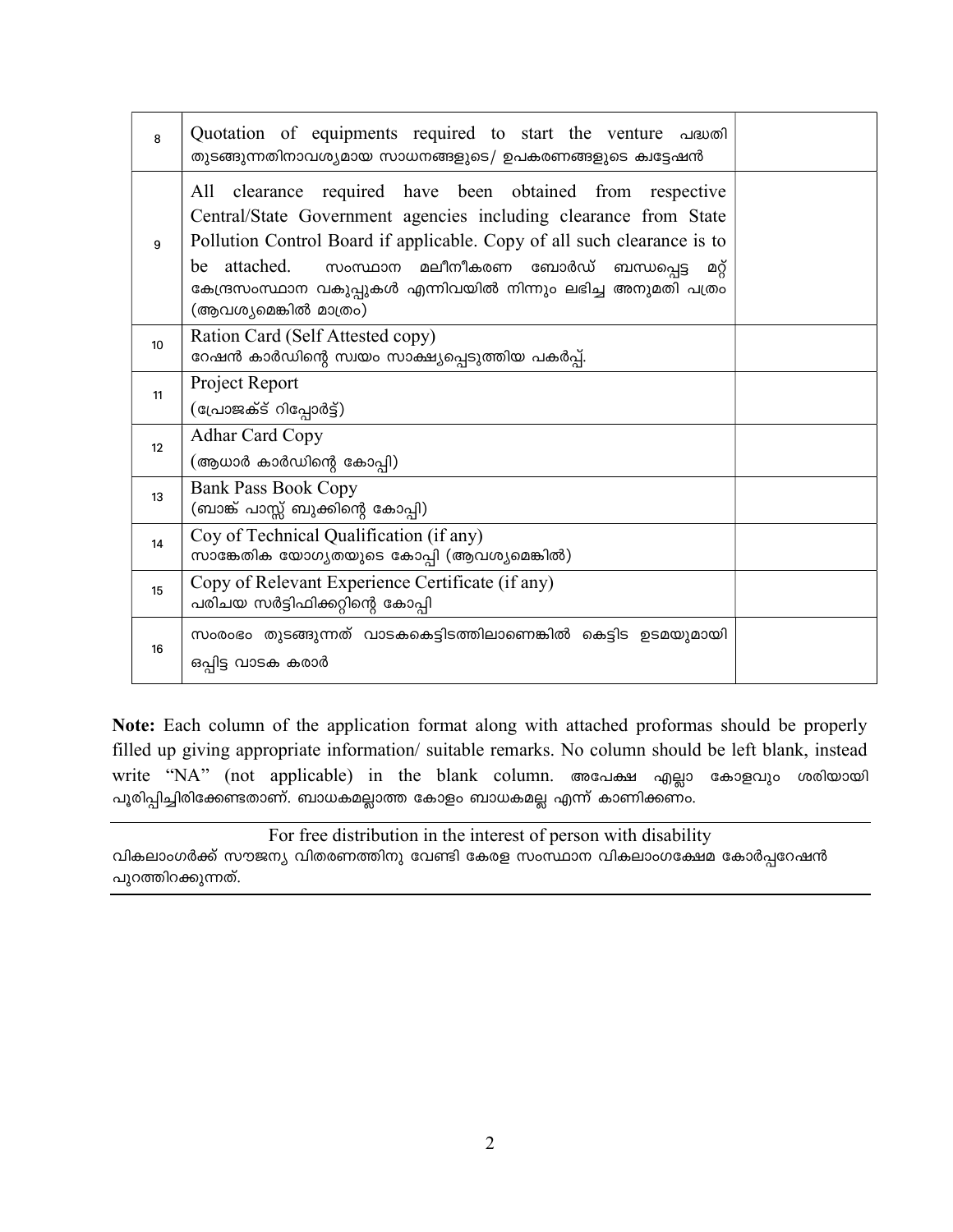| | | |
|---|---|---|
| 8 | Quotation of equipments required to start the venture പദ്ധതി തുടങ്ങുന്നതിനാവശ്യമായ സാധനങ്ങളുടെ/ ഉപകരണങ്ങളുടെ ക്വട്ടേഷൻ | |
| 9 | All clearance required have been obtained from respective Central/State Government agencies including clearance from State Pollution Control Board if applicable. Copy of all such clearance is to be attached. സംസ്ഥാന മലിനീകരണ ബോർഡ് ബന്ധപ്പെട്ട മറ്റ് കേന്ദ്രസംസ്ഥാന വകുപ്പുകൾ എന്നിവയിൽ നിന്നും ലഭിച്ച അനുമതി പത്രം (ആവശ്യമെങ്കിൽ മാത്രം) | |
| 10 | Ration Card (Self Attested copy) റേഷൻ കാർഡിന്റെ സ്വയം സാക്ഷ്യപ്പെടുത്തിയ പകർപ്പ്. | |
| 11 | Project Report (പ്രോജക്ട് റിപ്പോർട്ട്) | |
| 12 | Adhar Card Copy (ആധാർ കാർഡിന്റെ കോപ്പി) | |
| 13 | Bank Pass Book Copy (ബാങ്ക് പാസ്സ് ബുക്കിന്റെ കോപ്പി) | |
| 14 | Coy of Technical Qualification (if any) സാങ്കേതിക യോഗ്യതയുടെ കോപ്പി (ആവശ്യമെങ്കിൽ) | |
| 15 | Copy of Relevant Experience Certificate (if any) പരിചയ സർട്ടിഫിക്കറ്റിന്റെ കോപ്പി | |
| 16 | സംരംഭം തുടങ്ങുന്നത് വാടകകെട്ടിടത്തിലാണെങ്കിൽ കെട്ടിട ഉടമയുമായി ഒപ്പിട്ട വാടക കരാർ | |

**Note:** Each column of the application format along with attached proformas should be properly filled up giving appropriate information/ suitable remarks. No column should be left blank, instead write "NA" (not applicable) in the blank column. അപേക്ഷ എല്ലാ കോളവും ശരിയായി പൂരിപ്പിച്ചിരിക്കേണ്ടതാണ്. ബാധകമല്ലാത്ത കോളം ബാധകമല്ല എന്ന് കാണിക്കണം.

---

For free distribution in the interest of person with disability

വികലാംഗർക്ക് സൗജന്യ വിതരണത്തിനു വേണ്ടി കേരള സംസ്ഥാന വികലാംഗക്ഷേമ കോർപ്പറേഷൻ പുറത്തിറക്കുന്നത്.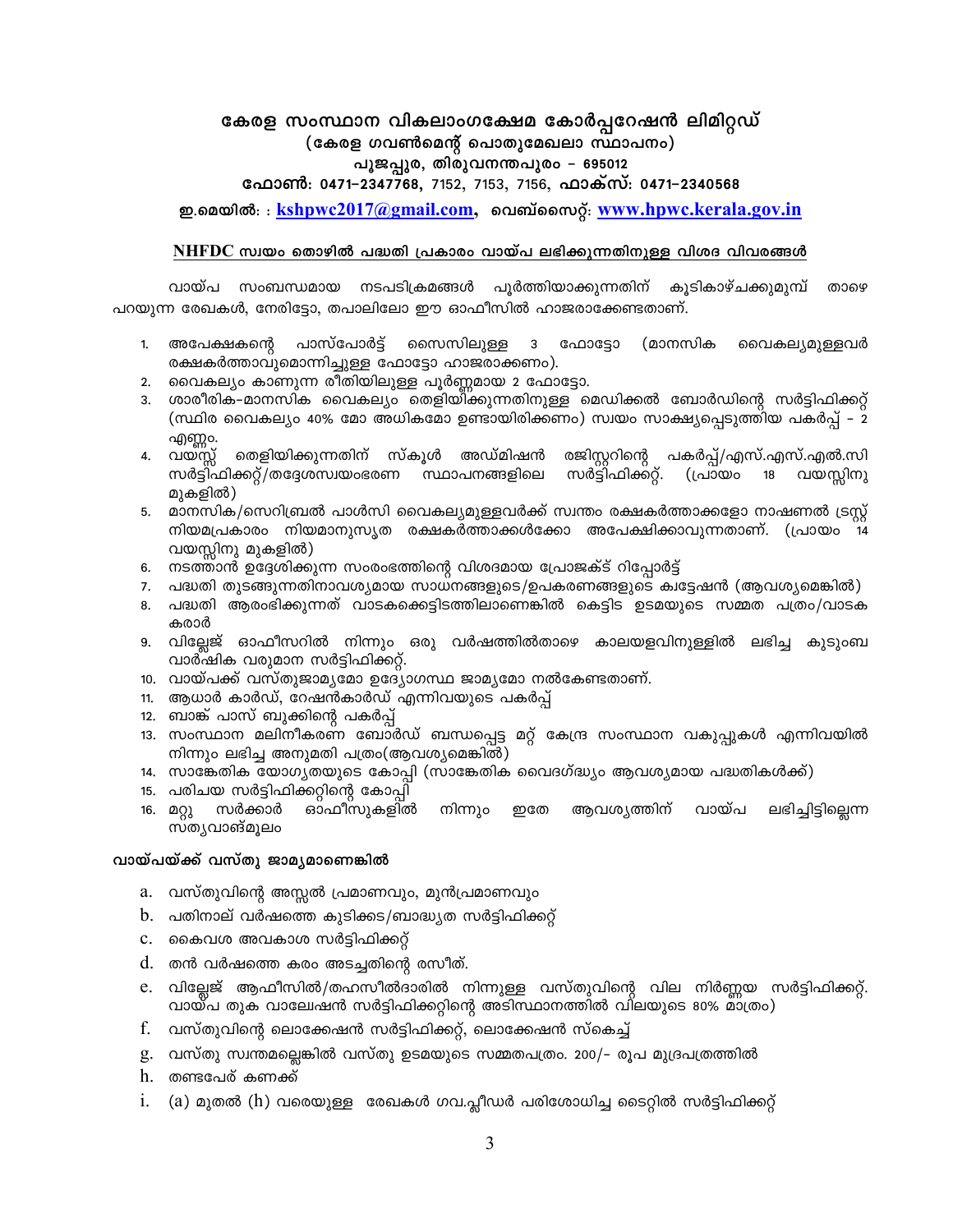# കേരള സംസ്ഥാന വികലാംഗക്ഷേമ കോർപ്പറേഷൻ ലിമിറ്റഡ്

**(കേരള ഗവൺമെന്റ് പൊതുമേഖലാ സ്ഥാപനം)**

**പൂജപ്പുര, തിരുവനന്തപുരം – 695012**

**ഫോൺ: 0471–2347768,** 7152, 7153, 7156, **ഫാക്സ്: 0471–2340568**

**ഇ.മെയിൽ:** : **kshpwc2017@gmail.com**, വെബ്സൈറ്റ്: **www.hpwc.kerala.gov.in**

## NHFDC സ്വയം തൊഴിൽ പദ്ധതി പ്രകാരം വായ്പ ലഭിക്കുന്നതിനുള്ള വിശദ വിവരങ്ങൾ

വായ്പ സംബന്ധമായ നടപടിക്രമങ്ങൾ പൂർത്തിയാക്കുന്നതിന് കൂടികാഴ്ചക്കുമുമ്പ് താഴെ പറയുന്ന രേഖകൾ, നേരിട്ടോ, തപാലിലോ ഈ ഓഫീസിൽ ഹാജരാക്കേണ്ടതാണ്.

1. അപേക്ഷകന്റെ പാസ്പോർട്ട് സൈസിലുള്ള 3 ഫോട്ടോ (മാനസിക വൈകല്യമുള്ളവർ രക്ഷകർത്താവുമൊന്നിച്ചുള്ള ഫോട്ടോ ഹാജരാക്കണം).
2. വൈകല്യം കാണുന്ന രീതിയിലുള്ള പൂർണ്ണമായ 2 ഫോട്ടോ.
3. ശാരീരിക-മാനസിക വൈകല്യം തെളിയിക്കുന്നതിനുള്ള മെഡിക്കൽ ബോർഡിന്റെ സർട്ടിഫിക്കറ്റ് (സ്ഥിര വൈകല്യം 40% മോ അധികമോ ഉണ്ടായിരിക്കണം) സ്വയം സാക്ഷ്യപ്പെടുത്തിയ പകർപ്പ് - 2 എണ്ണം.
4. വയസ്സ് തെളിയിക്കുന്നതിന് സ്കൂൾ അഡ്മിഷൻ രജിസ്റ്ററിന്റെ പകർപ്പ്/എസ്.എസ്.എൽ.സി സർട്ടിഫിക്കറ്റ്/തദ്ദേശസ്വയംഭരണ സ്ഥാപനങ്ങളിലെ സർട്ടിഫിക്കറ്റ്. (പ്രായം 18 വയസ്സിനു മുകളിൽ)
5. മാനസിക/സെറിബ്രൽ പാൾസി വൈകല്യമുള്ളവർക്ക് സ്വന്തം രക്ഷകർത്താക്കളോ നാഷണൽ ട്രസ്റ്റ് നിയമപ്രകാരം നിയമാനുസൃത രക്ഷകർത്താക്കൾക്കോ അപേക്ഷിക്കാവുന്നതാണ്. (പ്രായം 14 വയസ്സിനു മുകളിൽ)
6. നടത്താൻ ഉദ്ദേശിക്കുന്ന സംരംഭത്തിന്റെ വിശദമായ പ്രോജക്ട് റിപ്പോർട്ട്
7. പദ്ധതി തുടങ്ങുന്നതിനാവശ്യമായ സാധനങ്ങളുടെ/ഉപകരണങ്ങളുടെ ക്വട്ടേഷൻ (ആവശ്യമെങ്കിൽ)
8. പദ്ധതി ആരംഭിക്കുന്നത് വാടകക്കെട്ടിടത്തിലാണെങ്കിൽ കെട്ടിട ഉടമയുടെ സമ്മത പത്രം/വാടക കരാർ
9. വില്ലേജ് ഓഫീസറിൽ നിന്നും ഒരു വർഷത്തിൽതാഴെ കാലയളവിനുള്ളിൽ ലഭിച്ച കുടുംബ വാർഷിക വരുമാന സർട്ടിഫിക്കറ്റ്.
10. വായ്പക്ക് വസ്തുജാമ്യമോ ഉദ്യോഗസ്ഥ ജാമ്യമോ നൽകേണ്ടതാണ്.
11. ആധാർ കാർഡ്, റേഷൻകാർഡ് എന്നിവയുടെ പകർപ്പ്
12. ബാങ്ക് പാസ് ബുക്കിന്റെ പകർപ്പ്
13. സംസ്ഥാന മലിനീകരണ ബോർഡ് ബന്ധപ്പെട്ട മറ്റ് കേന്ദ്ര സംസ്ഥാന വകുപ്പുകൾ എന്നിവയിൽ നിന്നും ലഭിച്ച അനുമതി പത്രം(ആവശ്യമെങ്കിൽ)
14. സാങ്കേതിക യോഗ്യതയുടെ കോപ്പി (സാങ്കേതിക വൈദഗ്ദ്ധ്യം ആവശ്യമായ പദ്ധതികൾക്ക്)
15. പരിചയ സർട്ടിഫിക്കറ്റിന്റെ കോപ്പി
16. മറ്റു സർക്കാർ ഓഫീസുകളിൽ നിന്നും ഇതേ ആവശ്യത്തിന് വായ്പ ലഭിച്ചിട്ടില്ലെന്ന സത്യവാങ്മൂലം

### വായ്പയ്ക്ക് വസ്തു ജാമ്യമാണെങ്കിൽ

a. വസ്തുവിന്റെ അസ്സൽ പ്രമാണവും, മുൻപ്രമാണവും
b. പതിനാല് വർഷത്തെ കുടിക്കട/ബാദ്ധ്യത സർട്ടിഫിക്കറ്റ്
c. കൈവശ അവകാശ സർട്ടിഫിക്കറ്റ്
d. തൻ വർഷത്തെ കരം അടച്ചതിന്റെ രസീത്.
e. വില്ലേജ് ആഫീസിൽ/തഹസീൽദാരിൽ നിന്നുള്ള വസ്തുവിന്റെ വില നിർണ്ണയ സർട്ടിഫിക്കറ്റ്. വായ്പ തുക വാല്വേഷൻ സർട്ടിഫിക്കറ്റിന്റെ അടിസ്ഥാനത്തിൽ വിലയുടെ 80% മാത്രം)
f. വസ്തുവിന്റെ ലൊക്കേഷൻ സർട്ടിഫിക്കറ്റ്, ലൊക്കേഷൻ സ്കെച്ച്
g. വസ്തു സ്വന്തമല്ലെങ്കിൽ വസ്തു ഉടമയുടെ സമ്മതപത്രം. 200/- രൂപ മുദ്രപത്രത്തിൽ
h. തണ്ടപേര് കണക്ക്
i. (a) മുതൽ (h) വരെയുള്ള രേഖകൾ ഗവ.പ്ലീഡർ പരിശോധിച്ച ടൈറ്റിൽ സർട്ടിഫിക്കറ്റ്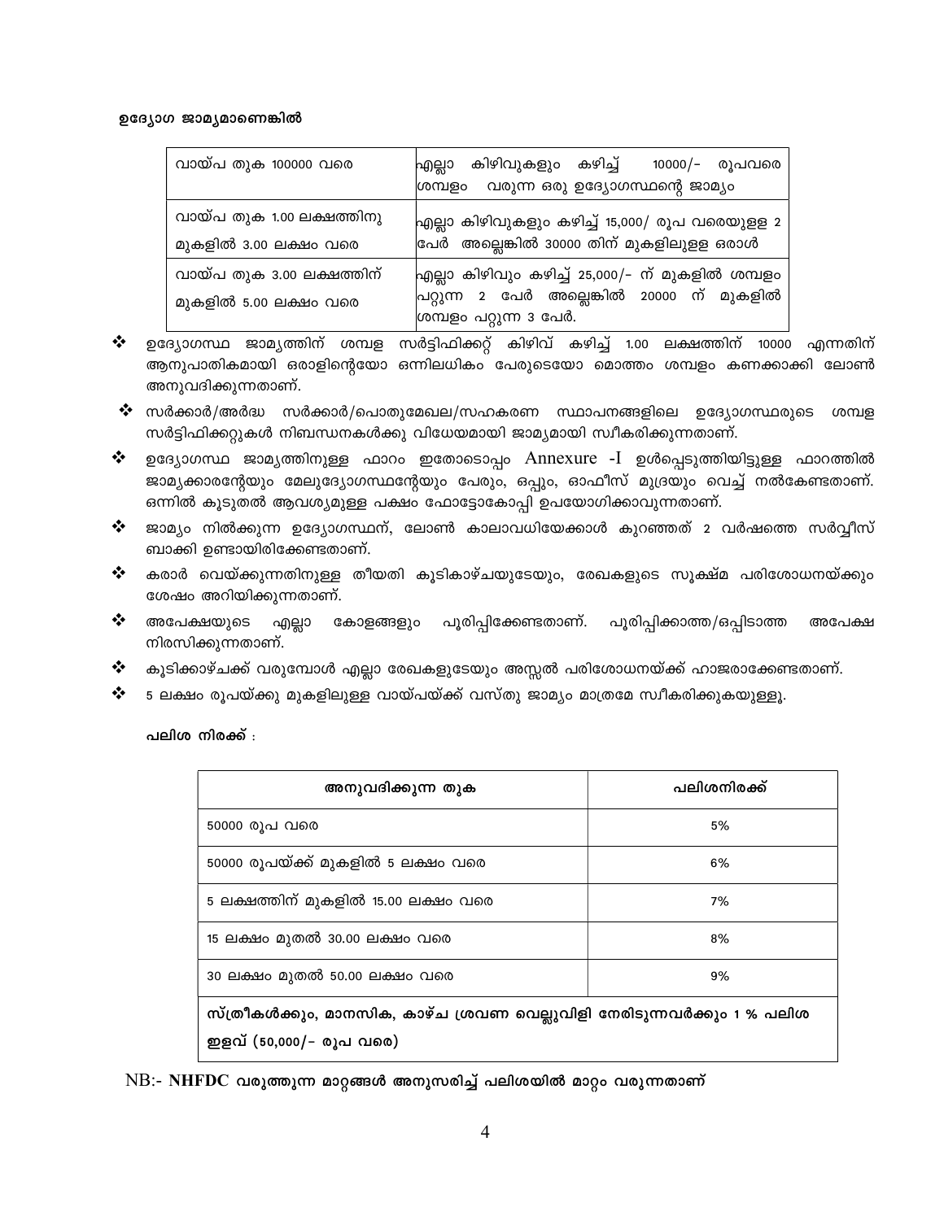**ഉദ്യോഗ ജാമ്യമാണെങ്കിൽ**

| | |
|---|---|
| വായ്പ തുക 100000 വരെ | എല്ലാ കിഴിവുകളും കഴിച്ച് 10000/- രൂപവരെ ശമ്പളം വരുന്ന ഒരു ഉദ്യോഗസ്ഥന്റെ ജാമ്യം |
| വായ്പ തുക 1.00 ലക്ഷത്തിനു മുകളിൽ 3.00 ലക്ഷം വരെ | എല്ലാ കിഴിവുകളും കഴിച്ച് 15,000/ രൂപ വരെയുള്ള 2 പേർ അല്ലെങ്കിൽ 30000 തിന് മുകളിലുള്ള ഒരാൾ |
| വായ്പ തുക 3.00 ലക്ഷത്തിന് മുകളിൽ 5.00 ലക്ഷം വരെ | എല്ലാ കിഴിവും കഴിച്ച് 25,000/- ന് മുകളിൽ ശമ്പളം പറ്റുന്ന 2 പേർ അല്ലെങ്കിൽ 20000 ന് മുകളിൽ ശമ്പളം പറ്റുന്ന 3 പേർ. |

- ❖ ഉദ്യോഗസ്ഥ ജാമ്യത്തിന് ശമ്പള സർട്ടിഫിക്കറ്റ് കിഴിവ് കഴിച്ച് 1.00 ലക്ഷത്തിന് 10000 എന്നതിന് ആനുപാതികമായി ഒരാളിന്റെയോ ഒന്നിലധികം പേരുടെയോ മൊത്തം ശമ്പളം കണക്കാക്കി ലോൺ അനുവദിക്കുന്നതാണ്.
- ❖ സർക്കാർ/അർദ്ധ സർക്കാർ/പൊതുമേഖല/സഹകരണ സ്ഥാപനങ്ങളിലെ ഉദ്യോഗസ്ഥരുടെ ശമ്പള സർട്ടിഫിക്കറ്റുകൾ നിബന്ധനകൾക്കു വിധേയമായി ജാമ്യമായി സ്വീകരിക്കുന്നതാണ്.
- ❖ ഉദ്യോഗസ്ഥ ജാമ്യത്തിനുള്ള ഫാറം ഇതോടൊപ്പം Annexure -I ഉൾപ്പെടുത്തിയിട്ടുള്ള ഫാറത്തിൽ ജാമ്യക്കാരന്റേയും മേലുദ്യോഗസ്ഥന്റേയും പേരും, ഒപ്പും, ഓഫീസ് മുദ്രയും വെച്ച് നൽകേണ്ടതാണ്. ഒന്നിൽ കൂടുതൽ ആവശ്യമുള്ള പക്ഷം ഫോട്ടോകോപ്പി ഉപയോഗിക്കാവുന്നതാണ്.
- ❖ ജാമ്യം നിൽക്കുന്ന ഉദ്യോഗസ്ഥന്, ലോൺ കാലാവധിയേക്കാൾ കുറഞ്ഞത് 2 വർഷത്തെ സർവ്വീസ് ബാക്കി ഉണ്ടായിരിക്കേണ്ടതാണ്.
- ❖ കരാർ വെയ്ക്കുന്നതിനുള്ള തീയതി കൂടികാഴ്ചയുടേയും, രേഖകളുടെ സൂക്ഷ്മ പരിശോധനയ്ക്കും ശേഷം അറിയിക്കുന്നതാണ്.
- ❖ അപേക്ഷയുടെ എല്ലാ കോളങ്ങളും പൂരിപ്പിക്കേണ്ടതാണ്. പൂരിപ്പിക്കാത്ത/ഒപ്പിടാത്ത അപേക്ഷ നിരസിക്കുന്നതാണ്.
- ❖ കൂടിക്കാഴ്ചക്ക് വരുമ്പോൾ എല്ലാ രേഖകളുടേയും അസ്സൽ പരിശോധനയ്ക്ക് ഹാജരാക്കേണ്ടതാണ്.
- ❖ 5 ലക്ഷം രൂപയ്ക്കു മുകളിലുള്ള വായ്പയ്ക്ക് വസ്തു ജാമ്യം മാത്രമേ സ്വീകരിക്കുകയുള്ളൂ.

**പലിശ നിരക്ക്** :

| അനുവദിക്കുന്ന തുക | പലിശനിരക്ക് |
|---|---|
| 50000 രൂപ വരെ | 5% |
| 50000 രൂപയ്ക്ക് മുകളിൽ 5 ലക്ഷം വരെ | 6% |
| 5 ലക്ഷത്തിന് മുകളിൽ 15.00 ലക്ഷം വരെ | 7% |
| 15 ലക്ഷം മുതൽ 30.00 ലക്ഷം വരെ | 8% |
| 30 ലക്ഷം മുതൽ 50.00 ലക്ഷം വരെ | 9% |
| **സ്ത്രീകൾക്കും, മാനസിക, കാഴ്ച ശ്രവണ വെല്ലുവിളി നേരിടുന്നവർക്കും 1 % പലിശ ഇളവ് (50,000/- രൂപ വരെ)** | |

NB:- **NHFDC വരുത്തുന്ന മാറ്റങ്ങൾ അനുസരിച്ച് പലിശയിൽ മാറ്റം വരുന്നതാണ്**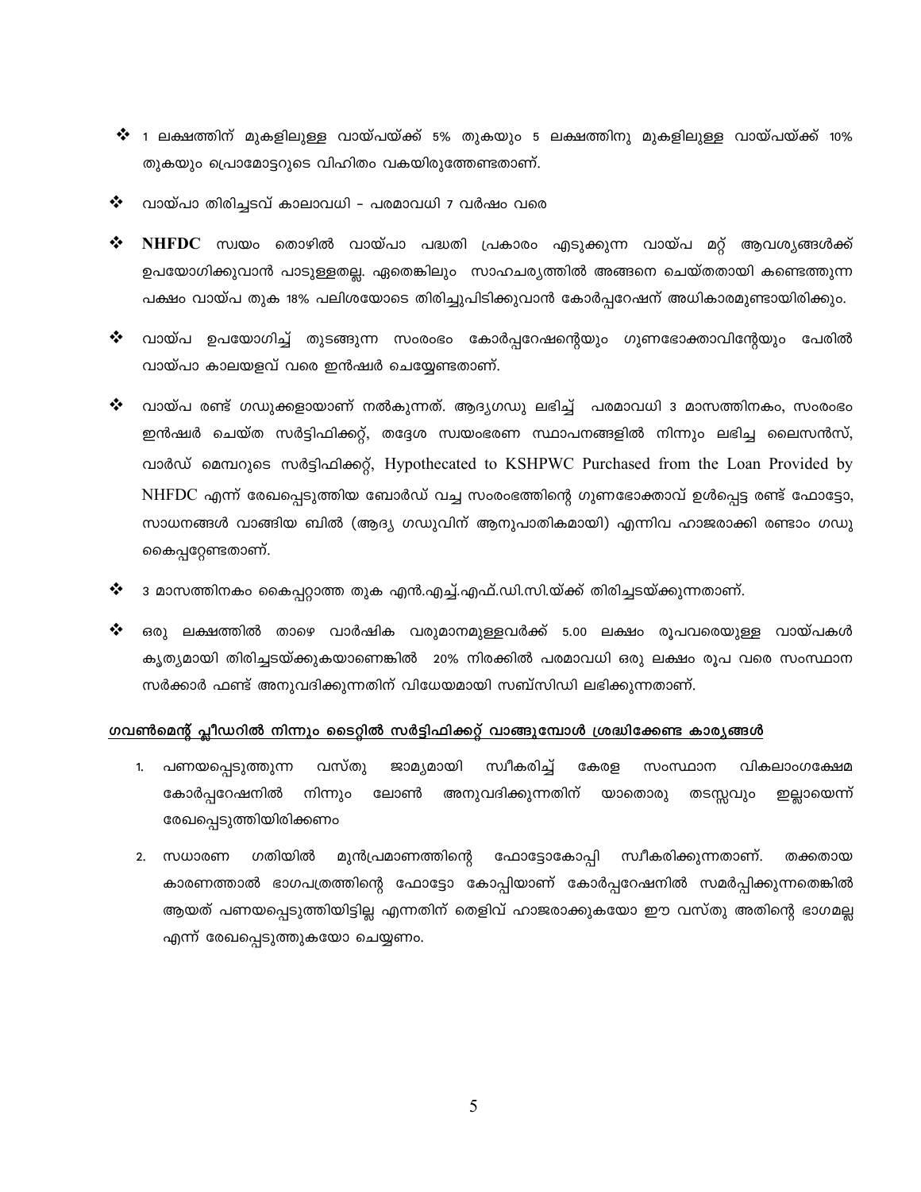- 1 ലക്ഷത്തിന് മുകളിലുള്ള വായ്പയ്ക്ക് 5% തുകയും 5 ലക്ഷത്തിനു മുകളിലുള്ള വായ്പയ്ക്ക് 10% തുകയും പ്രൊമോട്ടറുടെ വിഹിതം വകയിരുത്തേണ്ടതാണ്.
- വായ്പാ തിരിച്ചടവ് കാലാവധി - പരമാവധി 7 വർഷം വരെ
- **NHFDC** സ്വയം തൊഴിൽ വായ്പാ പദ്ധതി പ്രകാരം എടുക്കുന്ന വായ്പ മറ്റ് ആവശ്യങ്ങൾക്ക് ഉപയോഗിക്കുവാൻ പാടുള്ളതല്ല. ഏതെങ്കിലും സാഹചര്യത്തിൽ അങ്ങനെ ചെയ്തതായി കണ്ടെത്തുന്ന പക്ഷം വായ്പ തുക 18% പലിശയോടെ തിരിച്ചുപിടിക്കുവാൻ കോർപ്പറേഷന് അധികാരമുണ്ടായിരിക്കും.
- വായ്പ ഉപയോഗിച്ച് തുടങ്ങുന്ന സംരംഭം കോർപ്പറേഷന്റെയും ഗുണഭോക്താവിന്റേയും പേരിൽ വായ്പാ കാലയളവ് വരെ ഇൻഷ്വർ ചെയ്യേണ്ടതാണ്.
- വായ്പ രണ്ട് ഗഡുക്കളായാണ് നൽകുന്നത്. ആദ്യഗഡു ലഭിച്ച് പരമാവധി 3 മാസത്തിനകം, സംരംഭം ഇൻഷ്വർ ചെയ്ത സർട്ടിഫിക്കറ്റ്, തദ്ദേശ സ്വയംഭരണ സ്ഥാപനങ്ങളിൽ നിന്നും ലഭിച്ച ലൈസൻസ്, വാർഡ് മെമ്പറുടെ സർട്ടിഫിക്കറ്റ്, Hypothecated to KSHPWC Purchased from the Loan Provided by NHFDC എന്ന് രേഖപ്പെടുത്തിയ ബോർഡ് വച്ച സംരംഭത്തിന്റെ ഗുണഭോക്താവ് ഉൾപ്പെട്ട രണ്ട് ഫോട്ടോ, സാധനങ്ങൾ വാങ്ങിയ ബിൽ (ആദ്യ ഗഡുവിന് ആനുപാതികമായി) എന്നിവ ഹാജരാക്കി രണ്ടാം ഗഡു കൈപ്പറ്റേണ്ടതാണ്.
- 3 മാസത്തിനകം കൈപ്പറ്റാത്ത തുക എൻ.എച്ച്.എഫ്.ഡി.സി.യ്ക്ക് തിരിച്ചടയ്ക്കുന്നതാണ്.
- ഒരു ലക്ഷത്തിൽ താഴെ വാർഷിക വരുമാനമുള്ളവർക്ക് 5.00 ലക്ഷം രൂപവരെയുള്ള വായ്പകൾ കൃത്യമായി തിരിച്ചടയ്ക്കുകയാണെങ്കിൽ 20% നിരക്കിൽ പരമാവധി ഒരു ലക്ഷം രൂപ വരെ സംസ്ഥാന സർക്കാർ ഫണ്ട് അനുവദിക്കുന്നതിന് വിധേയമായി സബ്സിഡി ലഭിക്കുന്നതാണ്.

**<u>ഗവൺമെന്റ് പ്ലീഡറിൽ നിന്നും ടൈറ്റിൽ സർട്ടിഫിക്കറ്റ് വാങ്ങുമ്പോൾ ശ്രദ്ധിക്കേണ്ട കാര്യങ്ങൾ</u>**

1. പണയപ്പെടുത്തുന്ന വസ്തു ജാമ്യമായി സ്വീകരിച്ച് കേരള സംസ്ഥാന വികലാംഗക്ഷേമ കോർപ്പറേഷനിൽ നിന്നും ലോൺ അനുവദിക്കുന്നതിന് യാതൊരു തടസ്സവും ഇല്ലായെന്ന് രേഖപ്പെടുത്തിയിരിക്കണം
2. സധാരണ ഗതിയിൽ മുൻപ്രമാണത്തിന്റെ ഫോട്ടോകോപ്പി സ്വീകരിക്കുന്നതാണ്. തക്കതായ കാരണത്താൽ ഭാഗപത്രത്തിന്റെ ഫോട്ടോ കോപ്പിയാണ് കോർപ്പറേഷനിൽ സമർപ്പിക്കുന്നതെങ്കിൽ ആയത് പണയപ്പെടുത്തിയിട്ടില്ല എന്നതിന് തെളിവ് ഹാജരാക്കുകയോ ഈ വസ്തു അതിന്റെ ഭാഗമല്ല എന്ന് രേഖപ്പെടുത്തുകയോ ചെയ്യണം.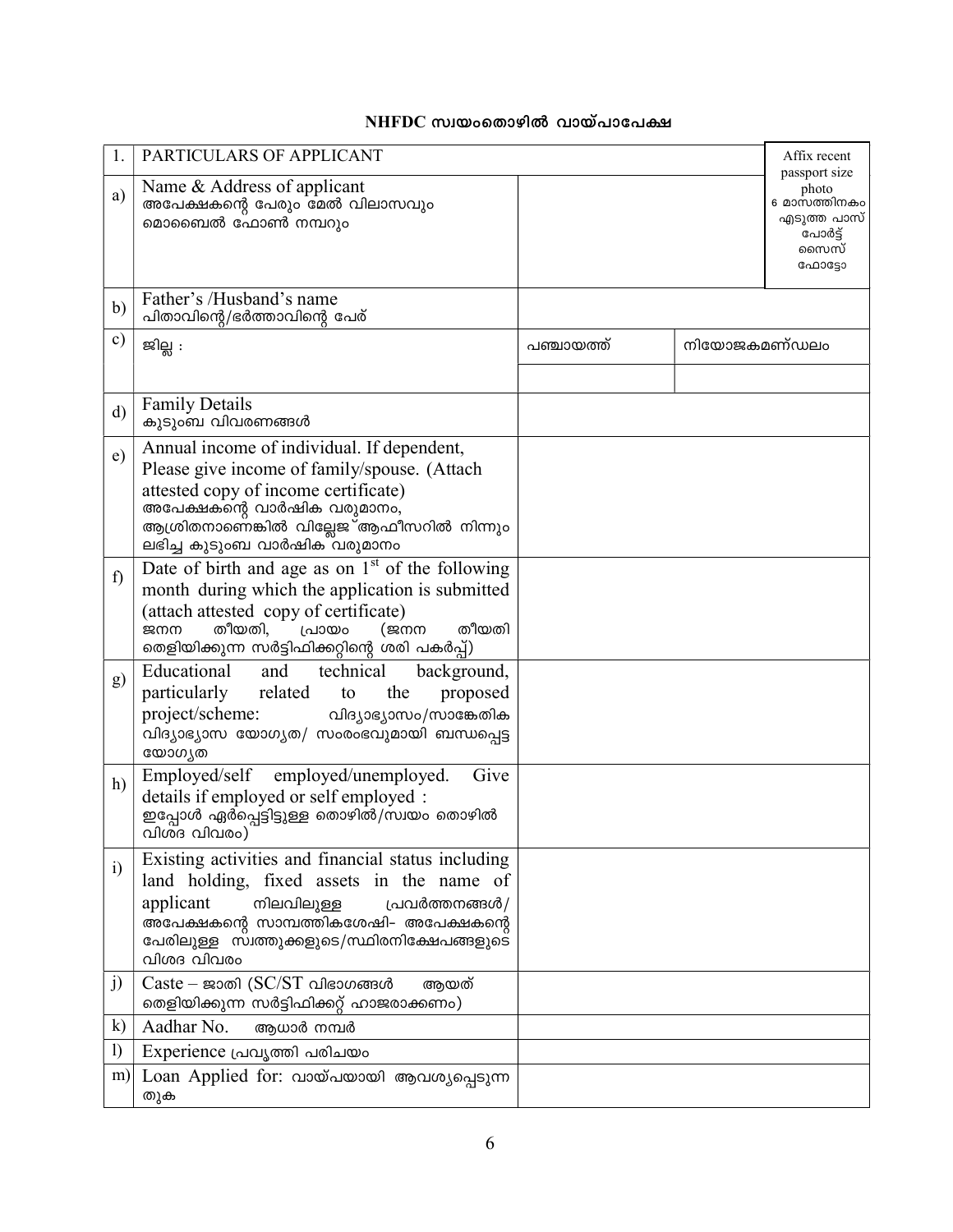## NHFDC സ്വയംതൊഴിൽ വായ്പാപേക്ഷ

| 1. | PARTICULARS OF APPLICANT | | | Affix recent passport size photo 6 മാസത്തിനകം എടുത്ത പാസ് പോർട്ട് സൈസ് ഫോട്ടോ |
|---|---|---|---|---|
| a) | Name & Address of applicant<br>അപേക്ഷകന്റെ പേരും മേൽ വിലാസവും മൊബൈൽ ഫോൺ നമ്പറും | | | |
| b) | Father's /Husband's name<br>പിതാവിന്റെ/ഭർത്താവിന്റെ പേര് | | | |
| c) | ജില്ല : | പഞ്ചായത്ത് | നിയോജകമണ്ഡലം | |
| | | | | |
| d) | Family Details<br>കുടുംബ വിവരണങ്ങൾ | | | |
| e) | Annual income of individual. If dependent, Please give income of family/spouse. (Attach attested copy of income certificate)<br>അപേക്ഷകന്റെ വാർഷിക വരുമാനം, ആശ്രിതനാണെങ്കിൽ വില്ലേജ് ആഫീസറിൽ നിന്നും ലഭിച്ച കുടുംബ വാർഷിക വരുമാനം | | | |
| f) | Date of birth and age as on 1st of the following month during which the application is submitted (attach attested copy of certificate)<br>ജനന തീയതി, പ്രായം (ജനന തീയതി തെളിയിക്കുന്ന സർട്ടിഫിക്കറ്റിന്റെ ശരി പകർപ്പ്) | | | |
| g) | Educational and technical background, particularly related to the proposed project/scheme: വിദ്യാഭ്യാസം/സാങ്കേതിക വിദ്യാഭ്യാസ യോഗ്യത/ സംരംഭവുമായി ബന്ധപ്പെട്ട യോഗ്യത | | | |
| h) | Employed/self employed/unemployed. Give details if employed or self employed :<br>ഇപ്പോൾ ഏർപ്പെട്ടിട്ടുള്ള തൊഴിൽ/സ്വയം തൊഴിൽ വിശദ വിവരം) | | | |
| i) | Existing activities and financial status including land holding, fixed assets in the name of applicant നിലവിലുള്ള പ്രവർത്തനങ്ങൾ/ അപേക്ഷകന്റെ സാമ്പത്തികശേഷി- അപേക്ഷകന്റെ പേരിലുള്ള സ്വത്തുക്കളുടെ/സ്ഥിരനിക്ഷേപങ്ങളുടെ വിശദ വിവരം | | | |
| j) | Caste – ജാതി (SC/ST വിഭാഗങ്ങൾ ആയത് തെളിയിക്കുന്ന സർട്ടിഫിക്കറ്റ് ഹാജരാക്കണം) | | | |
| k) | Aadhar No. ആധാർ നമ്പർ | | | |
| l) | Experience പ്രവൃത്തി പരിചയം | | | |
| m) | Loan Applied for: വായ്പയായി ആവശ്യപ്പെടുന്ന തുക | | | |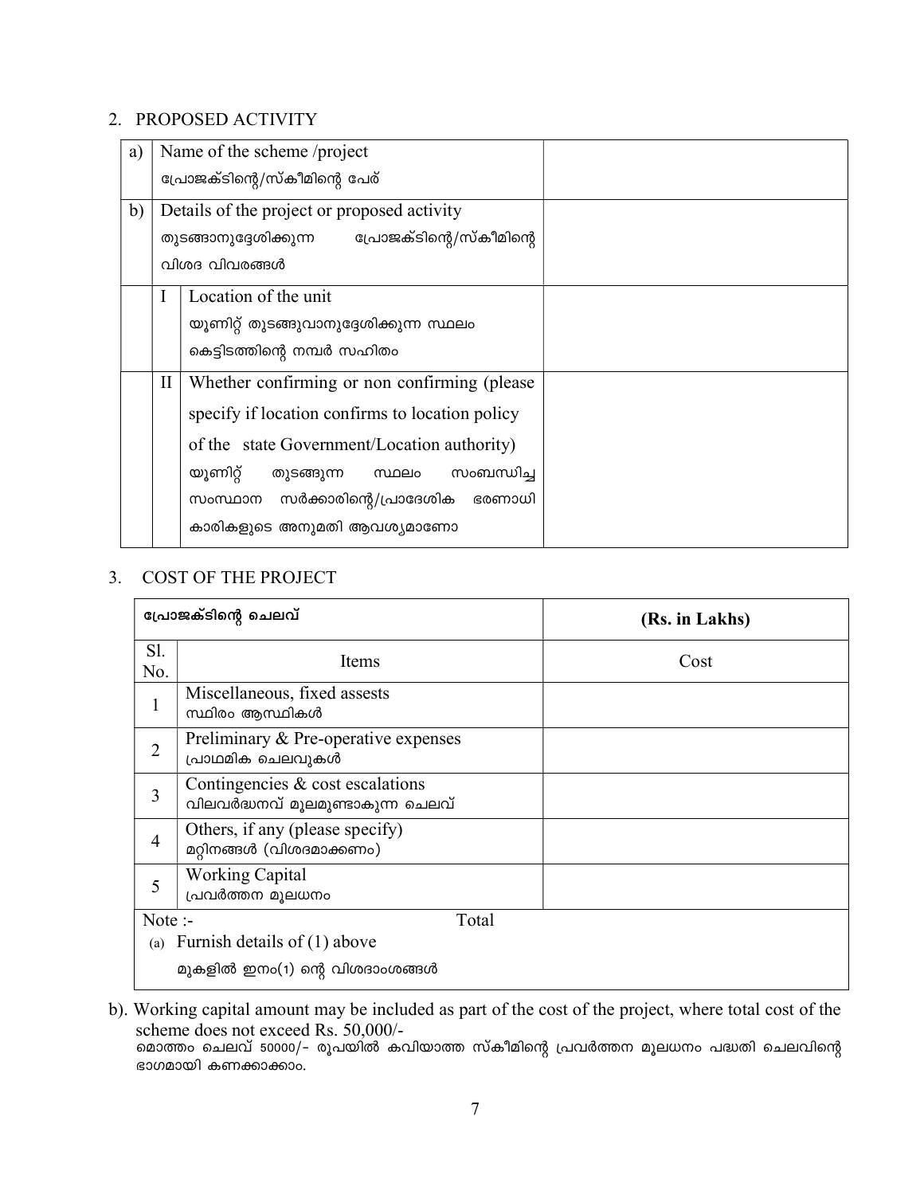## 2. PROPOSED ACTIVITY

| | | | |
|---|---|---|---|
| a) | Name of the scheme /project<br>പ്രോജക്ടിന്റെ/സ്കീമിന്റെ പേര് | | |
| b) | Details of the project or proposed activity<br>തുടങ്ങാനുദ്ദേശിക്കുന്ന പ്രോജക്ടിന്റെ/സ്കീമിന്റെ വിശദ വിവരങ്ങൾ | | |
| | I | Location of the unit<br>യൂണിറ്റ് തുടങ്ങുവാനുദ്ദേശിക്കുന്ന സ്ഥലം കെട്ടിടത്തിന്റെ നമ്പർ സഹിതം | |
| | II | Whether confirming or non confirming (please specify if location confirms to location policy of the state Government/Location authority)<br>യൂണിറ്റ് തുടങ്ങുന്ന സ്ഥലം സംബന്ധിച്ച സംസ്ഥാന സർക്കാരിന്റെ/പ്രാദേശിക ഭരണാധി കാരികളുടെ അനുമതി ആവശ്യമാണോ | |

## 3. COST OF THE PROJECT

| പ്രോജക്ടിന്റെ ചെലവ് | | (Rs. in Lakhs) |
|---|---|---|
| Sl. No. | Items | Cost |
| 1 | Miscellaneous, fixed assests<br>സ്ഥിരം ആസ്ഥികൾ | |
| 2 | Preliminary & Pre-operative expenses<br>പ്രാഥമിക ചെലവുകൾ | |
| 3 | Contingencies & cost escalations<br>വിലവർദ്ധനവ് മൂലമുണ്ടാകുന്ന ചെലവ് | |
| 4 | Others, if any (please specify)<br>മറ്റിനങ്ങൾ (വിശദമാക്കണം) | |
| 5 | Working Capital<br>പ്രവർത്തന മൂലധനം | |
| | Total | |

Note :-

(a) Furnish details of (1) above

മുകളിൽ ഇനം(1) ന്റെ വിശദാംശങ്ങൾ

b). Working capital amount may be included as part of the cost of the project, where total cost of the scheme does not exceed Rs. 50,000/-

മൊത്തം ചെലവ് 50000/- രൂപയിൽ കവിയാത്ത സ്കീമിന്റെ പ്രവർത്തന മൂലധനം പദ്ധതി ചെലവിന്റെ ഭാഗമായി കണക്കാക്കാം.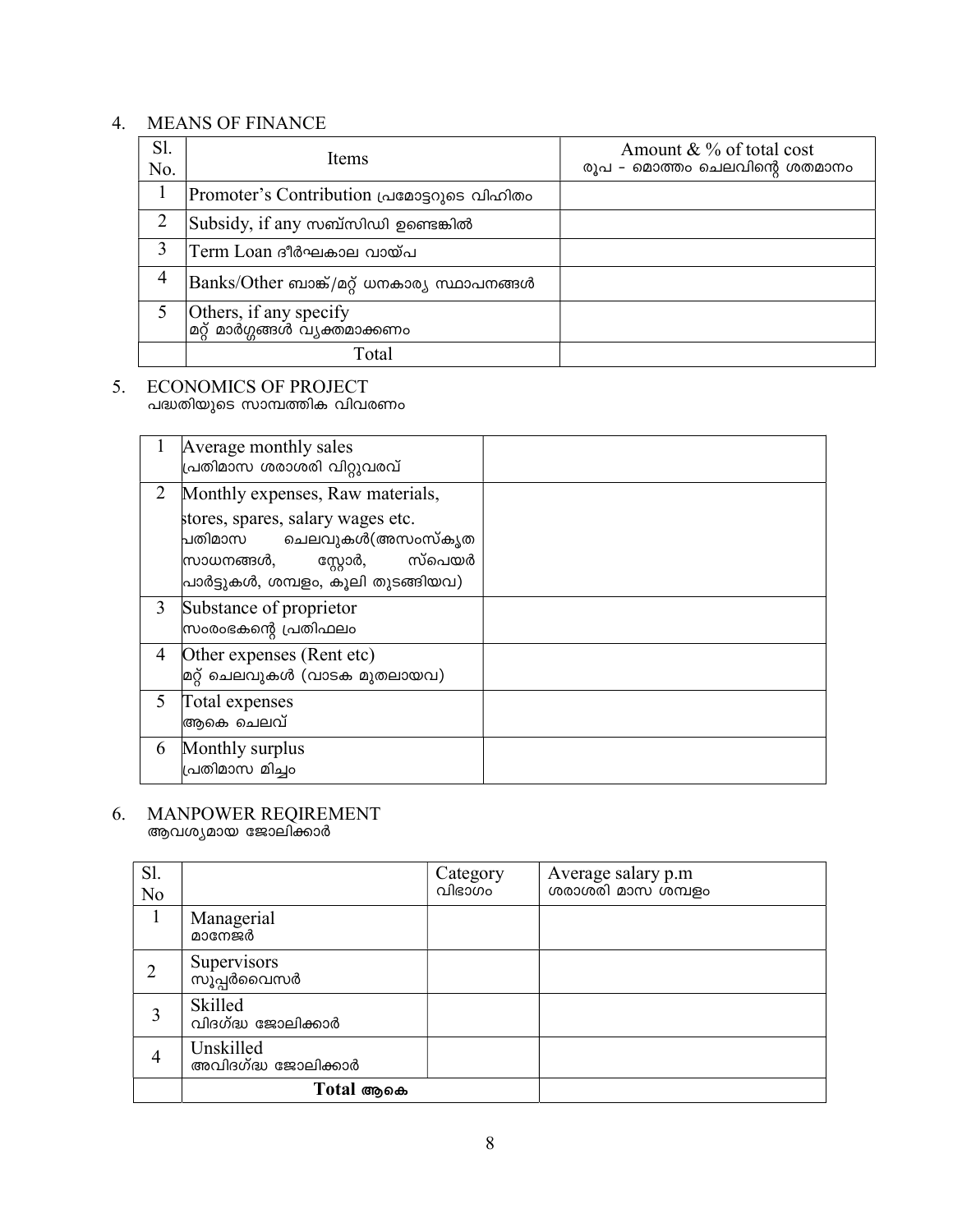## 4. MEANS OF FINANCE

| Sl. No. | Items | Amount & % of total cost<br>രൂപ - മൊത്തം ചെലവിന്റെ ശതമാനം |
|---|---|---|
| 1 | Promoter's Contribution പ്രമോട്ടറുടെ വിഹിതം | |
| 2 | Subsidy, if any സബ്സിഡി ഉണ്ടെങ്കിൽ | |
| 3 | Term Loan ദീർഘകാല വായ്പ | |
| 4 | Banks/Other ബാങ്ക്/മറ്റ് ധനകാര്യ സ്ഥാപനങ്ങൾ | |
| 5 | Others, if any specify<br>മറ്റ് മാർഗ്ഗങ്ങൾ വ്യക്തമാക്കണം | |
| | Total | |

## 5. ECONOMICS OF PROJECT
പദ്ധതിയുടെ സാമ്പത്തിക വിവരണം

| | | |
|---|---|---|
| 1 | Average monthly sales<br>പ്രതിമാസ ശരാശരി വിറ്റുവരവ് | |
| 2 | Monthly expenses, Raw materials, stores, spares, salary wages etc.<br>പ്രതിമാസ ചെലവുകൾ(അസംസ്കൃത സാധനങ്ങൾ, സ്റ്റോർ, സ്പെയർ പാർട്ടുകൾ, ശമ്പളം, കൂലി തുടങ്ങിയവ) | |
| 3 | Substance of proprietor<br>സംരംഭകന്റെ പ്രതിഫലം | |
| 4 | Other expenses (Rent etc)<br>മറ്റ് ചെലവുകൾ (വാടക മുതലായവ) | |
| 5 | Total expenses<br>ആകെ ചെലവ് | |
| 6 | Monthly surplus<br>പ്രതിമാസ മിച്ചം | |

## 6. MANPOWER REQIREMENT
ആവശ്യമായ ജോലിക്കാർ

| Sl. No | | Category<br>വിഭാഗം | Average salary p.m<br>ശരാശരി മാസ ശമ്പളം |
|---|---|---|---|
| 1 | Managerial<br>മാനേജർ | | |
| 2 | Supervisors<br>സൂപ്പർവൈസർ | | |
| 3 | Skilled<br>വിദഗ്ദ്ധ ജോലിക്കാർ | | |
| 4 | Unskilled<br>അവിദഗ്ദ്ധ ജോലിക്കാർ | | |
| | **Total ആകെ** | | |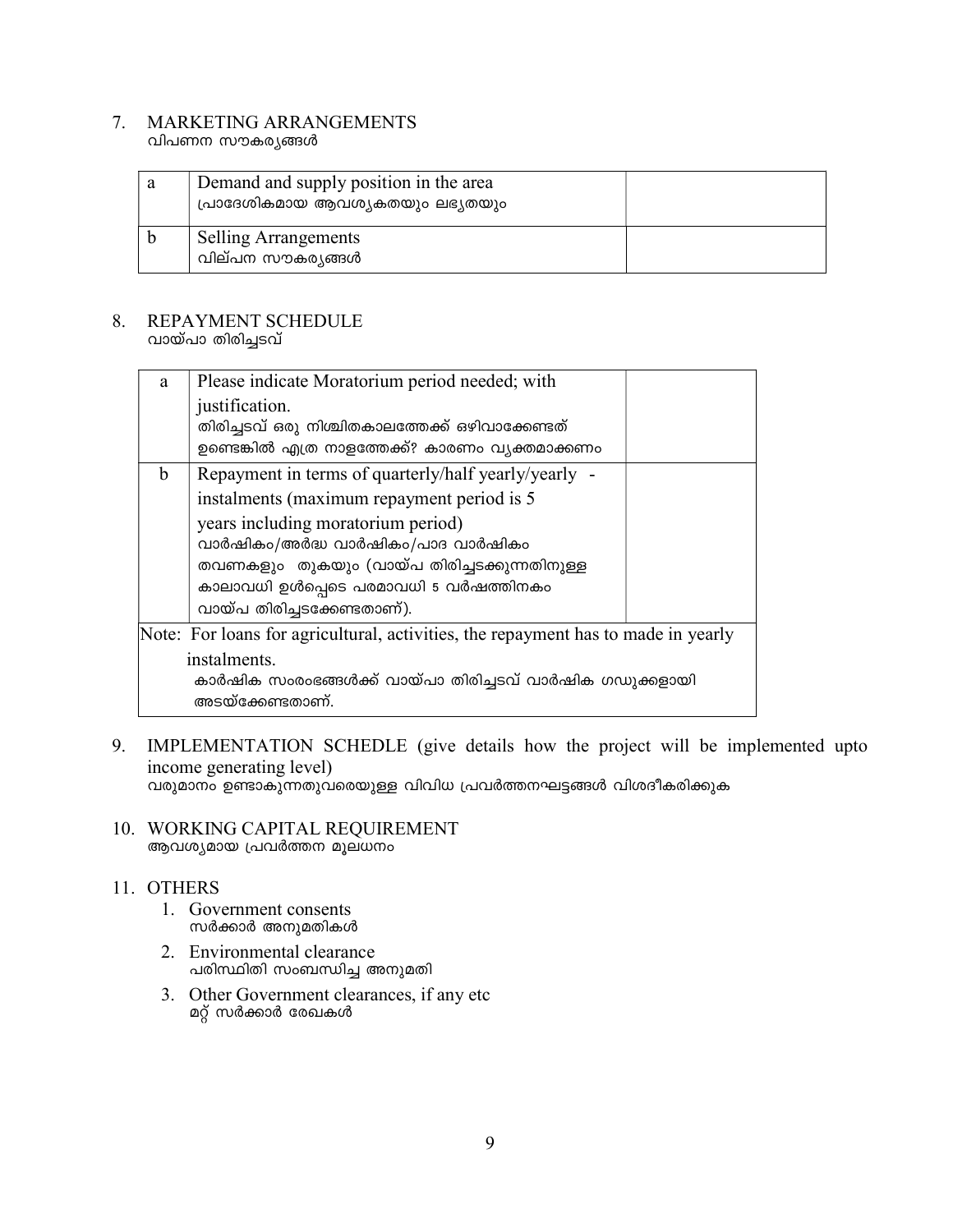7. MARKETING ARRANGEMENTS
വിപണന സൗകര്യങ്ങൾ

| a | Demand and supply position in the area<br>പ്രാദേശികമായ ആവശ്യകതയും ലഭ്യതയും | |
|---|---|---|
| b | Selling Arrangements<br>വില്പന സൗകര്യങ്ങൾ | |

8. REPAYMENT SCHEDULE
വായ്പാ തിരിച്ചടവ്

| a | Please indicate Moratorium period needed; with justification.<br>തിരിച്ചടവ് ഒരു നിശ്ചിതകാലത്തേക്ക് ഒഴിവാക്കേണ്ടത് ഉണ്ടെങ്കിൽ എത്ര നാളത്തേക്ക്? കാരണം വ്യക്തമാക്കണം | |
|---|---|---|
| b | Repayment in terms of quarterly/half yearly/yearly - instalments (maximum repayment period is 5 years including moratorium period)<br>വാർഷികം/അർദ്ധ വാർഷികം/പാദ വാർഷികം തവണകളും തുകയും (വായ്പ തിരിച്ചടക്കുന്നതിനുള്ള കാലാവധി ഉൾപ്പെടെ പരമാവധി 5 വർഷത്തിനകം വായ്പ തിരിച്ചടക്കേണ്ടതാണ്). | |
| Note: For loans for agricultural, activities, the repayment has to made in yearly instalments.<br>കാർഷിക സംരംഭങ്ങൾക്ക് വായ്പാ തിരിച്ചടവ് വാർഷിക ഗഡുക്കളായി അടയ്ക്കേണ്ടതാണ്. | | |

9. IMPLEMENTATION SCHEDULE (give details how the project will be implemented upto income generating level)
വരുമാനം ഉണ്ടാകുന്നതുവരെയുള്ള വിവിധ പ്രവർത്തനഘട്ടങ്ങൾ വിശദീകരിക്കുക

10. WORKING CAPITAL REQUIREMENT
ആവശ്യമായ പ്രവർത്തന മൂലധനം

11. OTHERS
    1. Government consents
       സർക്കാർ അനുമതികൾ
    2. Environmental clearance
       പരിസ്ഥിതി സംബന്ധിച്ച അനുമതി
    3. Other Government clearances, if any etc
       മറ്റ് സർക്കാർ രേഖകൾ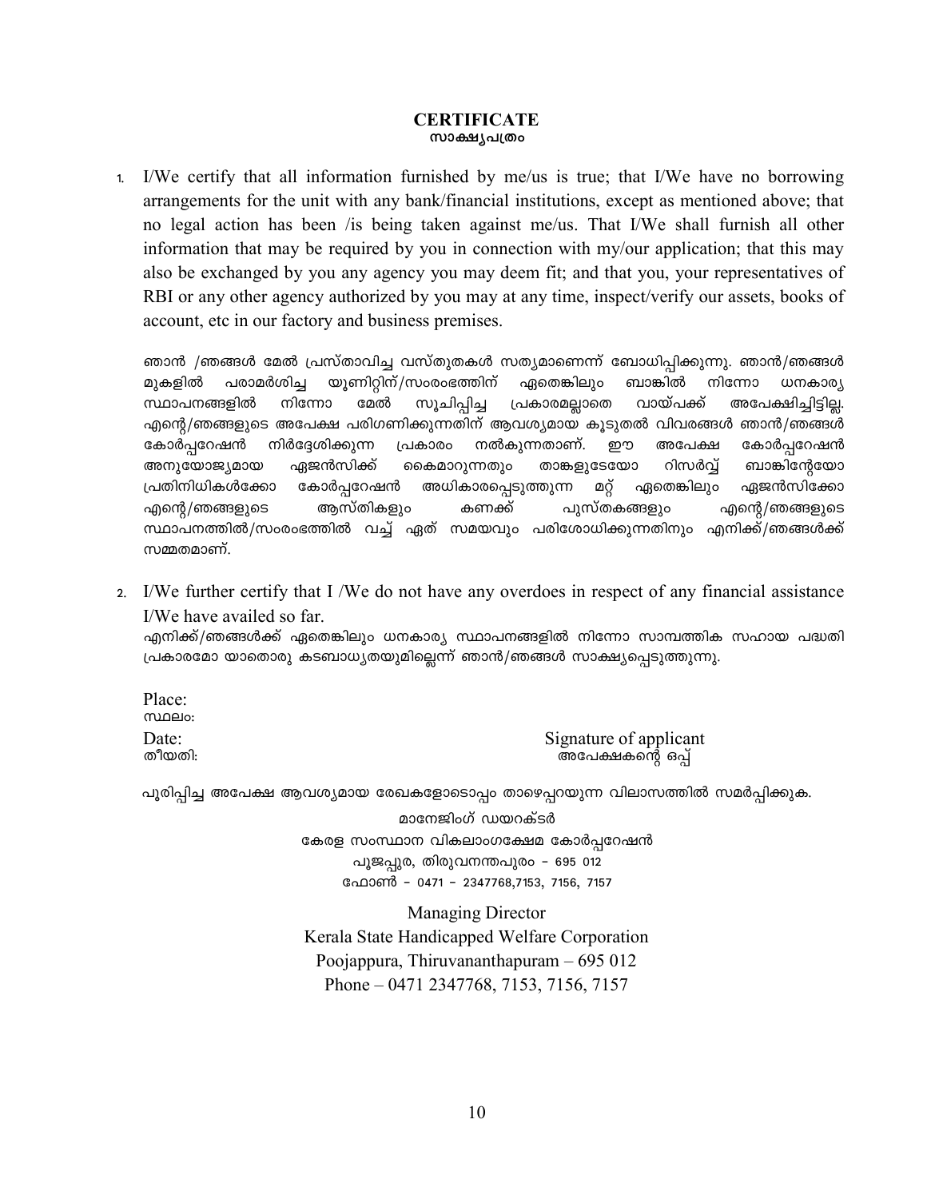# CERTIFICATE

## സാക്ഷ്യപത്രം

1. I/We certify that all information furnished by me/us is true; that I/We have no borrowing arrangements for the unit with any bank/financial institutions, except as mentioned above; that no legal action has been /is being taken against me/us. That I/We shall furnish all other information that may be required by you in connection with my/our application; that this may also be exchanged by you any agency you may deem fit; and that you, your representatives of RBI or any other agency authorized by you may at any time, inspect/verify our assets, books of account, etc in our factory and business premises.

   ഞാൻ /ഞങ്ങൾ മേൽ പ്രസ്താവിച്ച വസ്തുതകൾ സത്യമാണെന്ന് ബോധിപ്പിക്കുന്നു. ഞാൻ/ഞങ്ങൾ മുകളിൽ പരാമർശിച്ച യൂണിറ്റിന്/സംരംഭത്തിന് ഏതെങ്കിലും ബാങ്കിൽ നിന്നോ ധനകാര്യ സ്ഥാപനങ്ങളിൽ നിന്നോ മേൽ സൂചിപ്പിച്ച പ്രകാരമല്ലാതെ വായ്പക്ക് അപേക്ഷിച്ചിട്ടില്ല. എന്റെ/ഞങ്ങളുടെ അപേക്ഷ പരിഗണിക്കുന്നതിന് ആവശ്യമായ കൂടുതൽ വിവരങ്ങൾ ഞാൻ/ഞങ്ങൾ കോർപ്പറേഷൻ നിർദ്ദേശിക്കുന്ന പ്രകാരം നൽകുന്നതാണ്. ഈ അപേക്ഷ കോർപ്പറേഷൻ അനുയോജ്യമായ ഏജൻസിക്ക് കൈമാറുന്നതും താങ്കളുടേയോ റിസർവ്വ് ബാങ്കിന്റേയോ പ്രതിനിധികൾക്കോ കോർപ്പറേഷൻ അധികാരപ്പെടുത്തുന്ന മറ്റ് ഏതെങ്കിലും ഏജൻസിക്കോ എന്റെ/ഞങ്ങളുടെ ആസ്തികളും കണക്ക് പുസ്തകങ്ങളും എന്റെ/ഞങ്ങളുടെ സ്ഥാപനത്തിൽ/സംരംഭത്തിൽ വച്ച് ഏത് സമയവും പരിശോധിക്കുന്നതിനും എനിക്ക്/ഞങ്ങൾക്ക് സമ്മതമാണ്.

2. I/We further certify that I /We do not have any overdoes in respect of any financial assistance I/We have availed so far.

   എനിക്ക്/ഞങ്ങൾക്ക് ഏതെങ്കിലും ധനകാര്യ സ്ഥാപനങ്ങളിൽ നിന്നോ സാമ്പത്തിക സഹായ പദ്ധതി പ്രകാരമോ യാതൊരു കടബാധ്യതയുമില്ലെന്ന് ഞാൻ/ഞങ്ങൾ സാക്ഷ്യപ്പെടുത്തുന്നു.

Place:
സ്ഥലം:

Date:
തീയതി:

Signature of applicant
അപേക്ഷകന്റെ ഒപ്പ്

പൂരിപ്പിച്ച അപേക്ഷ ആവശ്യമായ രേഖകളോടൊപ്പം താഴെപ്പറയുന്ന വിലാസത്തിൽ സമർപ്പിക്കുക.

മാനേജിംഗ് ഡയറക്ടർ
കേരള സംസ്ഥാന വികലാംഗക്ഷേമ കോർപ്പറേഷൻ
പൂജപ്പുര, തിരുവനന്തപുരം - 695 012
ഫോൺ - 0471 - 2347768,7153, 7156, 7157

Managing Director
Kerala State Handicapped Welfare Corporation
Poojappura, Thiruvananthapuram – 695 012
Phone – 0471 2347768, 7153, 7156, 7157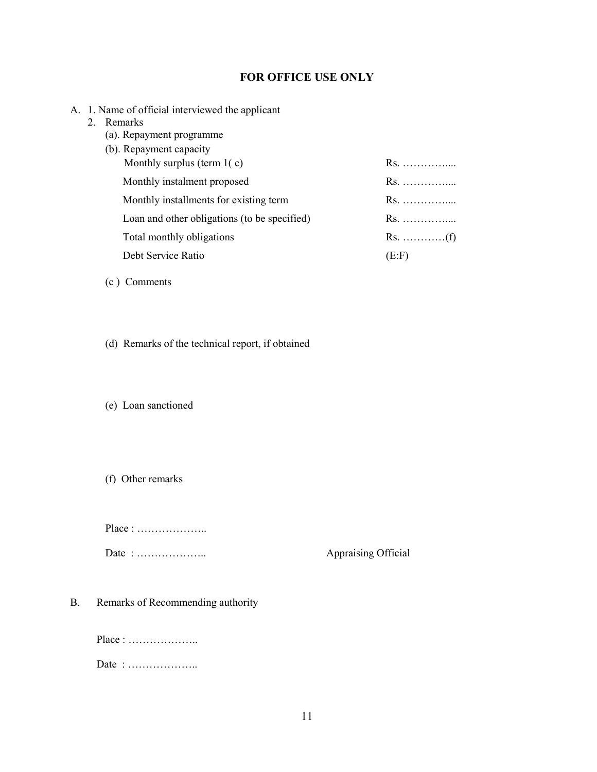## FOR OFFICE USE ONLY

A. 1. Name of official interviewed the applicant

2. Remarks

(a). Repayment programme

(b). Repayment capacity

| | |
|---|---|
| Monthly surplus (term 1( c) | Rs. ………….... |
| Monthly instalment proposed | Rs. ………….... |
| Monthly installments for existing term | Rs. ………….... |
| Loan and other obligations (to be specified) | Rs. ………….... |
| Total monthly obligations | Rs. …………(f) |
| Debt Service Ratio | (E:F) |

(c ) Comments

(d) Remarks of the technical report, if obtained

(e) Loan sanctioned

(f) Other remarks

Place : ………………..

Date : ……………….. Appraising Official

B. Remarks of Recommending authority

Place : ………………..

Date : ………………..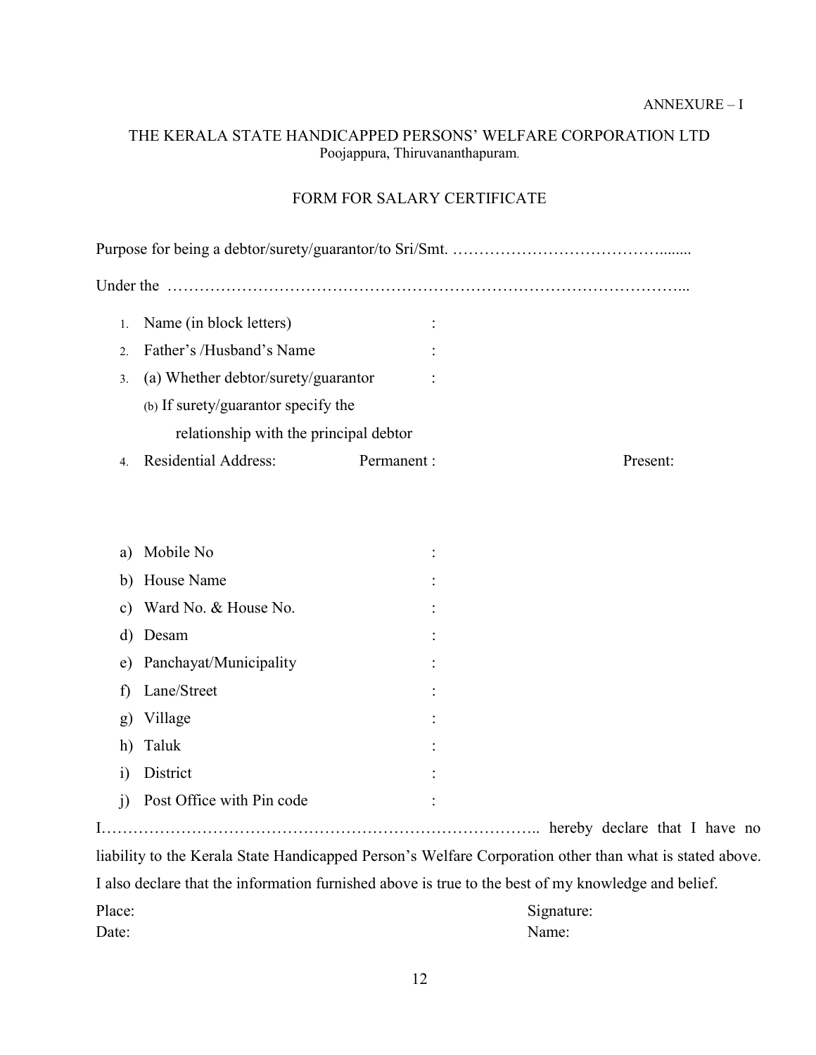ANNEXURE – I

# THE KERALA STATE HANDICAPPED PERSONS' WELFARE CORPORATION LTD

Poojappura, Thiruvananthapuram.

## FORM FOR SALARY CERTIFICATE

Purpose for being a debtor/surety/guarantor/to Sri/Smt. …………………………………........

Under the ………………………………………………………………………………………...

1. Name (in block letters) :
2. Father's /Husband's Name :
3. (a) Whether debtor/surety/guarantor :
   (b) If surety/guarantor specify the relationship with the principal debtor
4. Residential Address: Permanent : Present:

a) Mobile No :

b) House Name :

c) Ward No. & House No. :

d) Desam :

e) Panchayat/Municipality :

f) Lane/Street :

g) Village :

h) Taluk :

i) District :

j) Post Office with Pin code :

I……………………………………………………………………….. hereby declare that I have no liability to the Kerala State Handicapped Person's Welfare Corporation other than what is stated above. I also declare that the information furnished above is true to the best of my knowledge and belief.

Place: Signature:

Date: Name: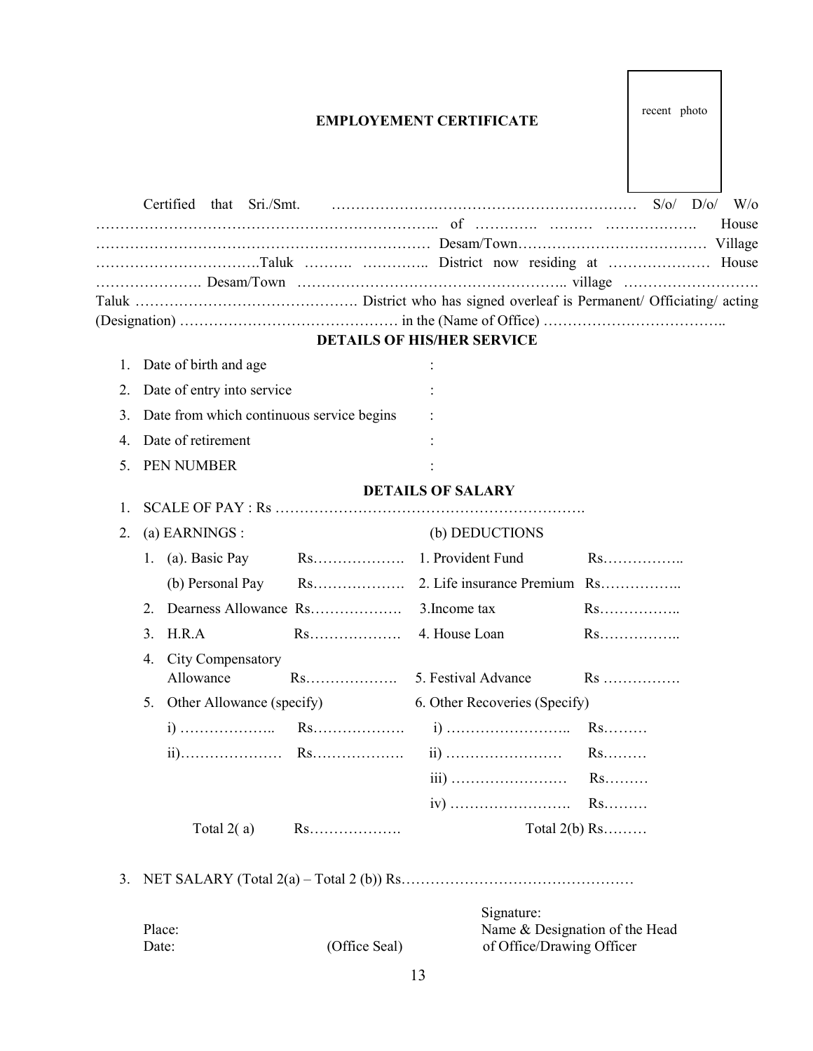recent photo

# EMPLOYEMENT CERTIFICATE

Certified that Sri./Smt. ……………………………………………………… S/o/ D/o/ W/o ………………………………………………………….. of …………. ……… ………………. House ……………………………………………………………… Desam/Town………………………………… Village …………………………….Taluk ………. ………….. District now residing at ………………… House …………………. Desam/Town …………………………………………….. village ………………………. Taluk ………………………………………. District who has signed overleaf is Permanent/ Officiating/ acting (Designation) ……………………………………… in the (Name of Office) ……………………………..

## DETAILS OF HIS/HER SERVICE

1. Date of birth and age :
2. Date of entry into service :
3. Date from which continuous service begins :
4. Date of retirement :
5. PEN NUMBER :

## DETAILS OF SALARY

1. SCALE OF PAY : Rs ……………………………………………………….
2. (a) EARNINGS : (b) DEDUCTIONS

| (a) EARNINGS | | (b) DEDUCTIONS | |
|---|---|---|---|
| 1. (a). Basic Pay | Rs………………. | 1. Provident Fund | Rs…………….. |
| (b) Personal Pay | Rs………………. | 2. Life insurance Premium | Rs…………….. |
| 2. Dearness Allowance | Rs………………. | 3.Income tax | Rs…………….. |
| 3. H.R.A | Rs………………. | 4. House Loan | Rs…………….. |
| 4. City Compensatory Allowance | Rs………………. | 5. Festival Advance | Rs ……………. |
| 5. Other Allowance (specify) | | 6. Other Recoveries (Specify) | |
| i) ……………….. | Rs………………. | i) …………………….. | Rs……… |
| ii)………………… | Rs………………. | ii) …………………… | Rs……… |
| | | iii) …………………… | Rs……… |
| | | iv) ……………………. | Rs……… |
| Total 2( a) | Rs………………. | Total 2(b) | Rs……… |

3. NET SALARY (Total 2(a) – Total 2 (b)) Rs…………………………………………

Place:
Date:

(Office Seal)

Signature:
Name & Designation of the Head of Office/Drawing Officer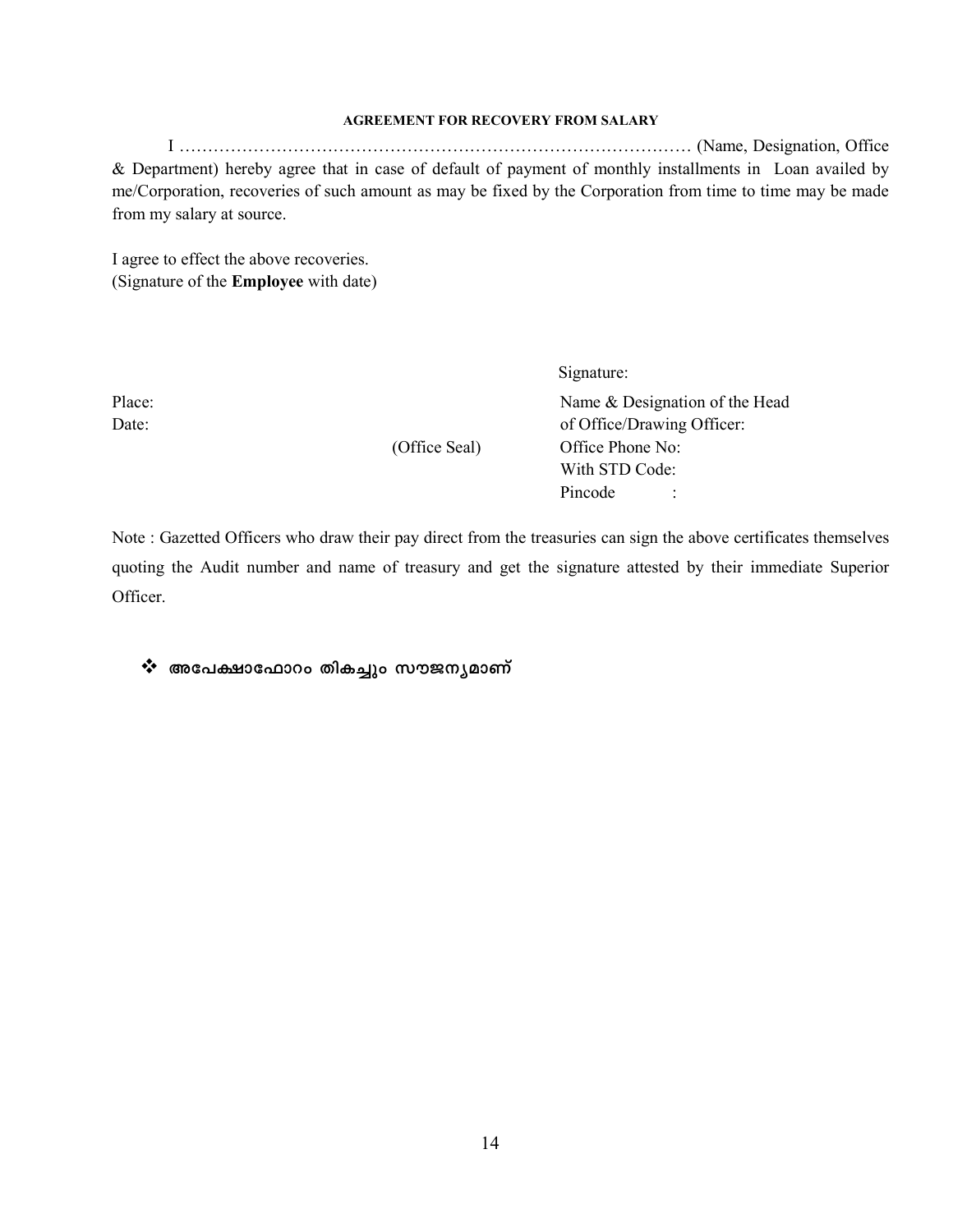#### AGREEMENT FOR RECOVERY FROM SALARY

I ……………………………………………………………………………… (Name, Designation, Office & Department) hereby agree that in case of default of payment of monthly installments in Loan availed by me/Corporation, recoveries of such amount as may be fixed by the Corporation from time to time may be made from my salary at source.

I agree to effect the above recoveries.
(Signature of the **Employee** with date)

Signature:

Place:
Date:

(Office Seal)

Name & Designation of the Head of Office/Drawing Officer:
Office Phone No:
With STD Code:
Pincode :

Note : Gazetted Officers who draw their pay direct from the treasuries can sign the above certificates themselves quoting the Audit number and name of treasury and get the signature attested by their immediate Superior Officer.

- **അപേക്ഷാഫോറം തികച്ചും സൗജന്യമാണ്**